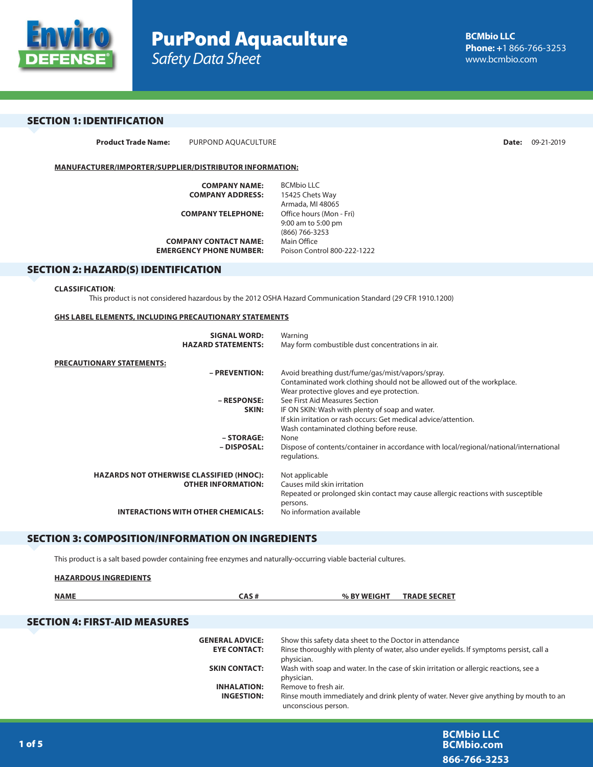# PurPond Aquaculture

*Safety Data Sheet*

**BCMbio LLC**
**Phone:** +1 866-766-3253
www.bcmbio.com

## SECTION 1: IDENTIFICATION

**Product Trade Name:** PURPOND AQUACULTURE **Date:** 09-21-2019

**MANUFACTURER/IMPORTER/SUPPLIER/DISTRIBUTOR INFORMATION:**

**COMPANY NAME:** BCMbio LLC
**COMPANY ADDRESS:** 15425 Chets Way
Armada, MI 48065
**COMPANY TELEPHONE:** Office hours (Mon - Fri)
9:00 am to 5:00 pm
(866) 766-3253
**COMPANY CONTACT NAME:** Main Office
**EMERGENCY PHONE NUMBER:** Poison Control 800-222-1222

## SECTION 2: HAZARD(S) IDENTIFICATION

**CLASSIFICATION:**
This product is not considered hazardous by the 2012 OSHA Hazard Communication Standard (29 CFR 1910.1200)

**GHS LABEL ELEMENTS, INCLUDING PRECAUTIONARY STATEMENTS**

**SIGNAL WORD:** Warning
**HAZARD STATEMENTS:** May form combustible dust concentrations in air.

**PRECAUTIONARY STATEMENTS:**

**– PREVENTION:** Avoid breathing dust/fume/gas/mist/vapors/spray.
Contaminated work clothing should not be allowed out of the workplace.
Wear protective gloves and eye protection.
**– RESPONSE:** See First Aid Measures Section
**SKIN:** IF ON SKIN: Wash with plenty of soap and water.
If skin irritation or rash occurs: Get medical advice/attention.
Wash contaminated clothing before reuse.
**– STORAGE:** None
**– DISPOSAL:** Dispose of contents/container in accordance with local/regional/national/international regulations.

**HAZARDS NOT OTHERWISE CLASSIFIED (HNOC):** Not applicable
**OTHER INFORMATION:** Causes mild skin irritation
Repeated or prolonged skin contact may cause allergic reactions with susceptible persons.
**INTERACTIONS WITH OTHER CHEMICALS:** No information available

## SECTION 3: COMPOSITION/INFORMATION ON INGREDIENTS

This product is a salt based powder containing free enzymes and naturally-occurring viable bacterial cultures.

**HAZARDOUS INGREDIENTS**

| NAME | CAS # | % BY WEIGHT | TRADE SECRET |
|---|---|---|---|

## SECTION 4: FIRST-AID MEASURES

**GENERAL ADVICE:** Show this safety data sheet to the Doctor in attendance
**EYE CONTACT:** Rinse thoroughly with plenty of water, also under eyelids. If symptoms persist, call a physician.
**SKIN CONTACT:** Wash with soap and water. In the case of skin irritation or allergic reactions, see a physician.
**INHALATION:** Remove to fresh air.
**INGESTION:** Rinse mouth immediately and drink plenty of water. Never give anything by mouth to an unconscious person.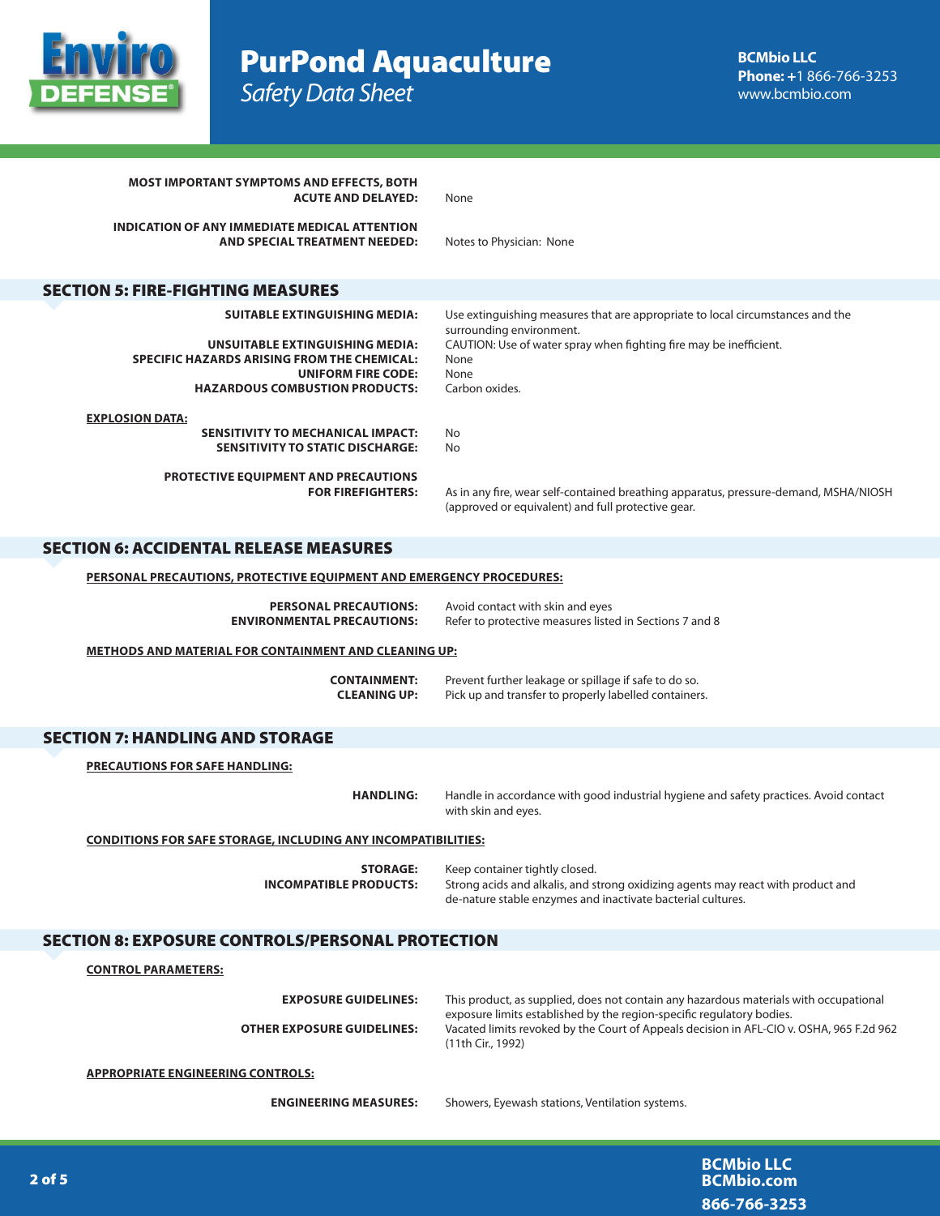**MOST IMPORTANT SYMPTOMS AND EFFECTS, BOTH ACUTE AND DELAYED:** None

**INDICATION OF ANY IMMEDIATE MEDICAL ATTENTION AND SPECIAL TREATMENT NEEDED:** Notes to Physician: None

## SECTION 5: FIRE-FIGHTING MEASURES

**SUITABLE EXTINGUISHING MEDIA:** Use extinguishing measures that are appropriate to local circumstances and the surrounding environment.

**UNSUITABLE EXTINGUISHING MEDIA:** CAUTION: Use of water spray when fighting fire may be inefficient.

**SPECIFIC HAZARDS ARISING FROM THE CHEMICAL:** None

**UNIFORM FIRE CODE:** None

**HAZARDOUS COMBUSTION PRODUCTS:** Carbon oxides.

**EXPLOSION DATA:**

**SENSITIVITY TO MECHANICAL IMPACT:** No

**SENSITIVITY TO STATIC DISCHARGE:** No

**PROTECTIVE EQUIPMENT AND PRECAUTIONS FOR FIREFIGHTERS:** As in any fire, wear self-contained breathing apparatus, pressure-demand, MSHA/NIOSH (approved or equivalent) and full protective gear.

## SECTION 6: ACCIDENTAL RELEASE MEASURES

**PERSONAL PRECAUTIONS, PROTECTIVE EQUIPMENT AND EMERGENCY PROCEDURES:**

**PERSONAL PRECAUTIONS:** Avoid contact with skin and eyes

**ENVIRONMENTAL PRECAUTIONS:** Refer to protective measures listed in Sections 7 and 8

**METHODS AND MATERIAL FOR CONTAINMENT AND CLEANING UP:**

**CONTAINMENT:** Prevent further leakage or spillage if safe to do so.

**CLEANING UP:** Pick up and transfer to properly labelled containers.

## SECTION 7: HANDLING AND STORAGE

**PRECAUTIONS FOR SAFE HANDLING:**

**HANDLING:** Handle in accordance with good industrial hygiene and safety practices. Avoid contact with skin and eyes.

**CONDITIONS FOR SAFE STORAGE, INCLUDING ANY INCOMPATIBILITIES:**

**STORAGE:** Keep container tightly closed.

**INCOMPATIBLE PRODUCTS:** Strong acids and alkalis, and strong oxidizing agents may react with product and de-nature stable enzymes and inactivate bacterial cultures.

## SECTION 8: EXPOSURE CONTROLS/PERSONAL PROTECTION

**CONTROL PARAMETERS:**

**EXPOSURE GUIDELINES:** This product, as supplied, does not contain any hazardous materials with occupational exposure limits established by the region-specific regulatory bodies.

**OTHER EXPOSURE GUIDELINES:** Vacated limits revoked by the Court of Appeals decision in AFL-CIO v. OSHA, 965 F.2d 962 (11th Cir., 1992)

**APPROPRIATE ENGINEERING CONTROLS:**

**ENGINEERING MEASURES:** Showers, Eyewash stations, Ventilation systems.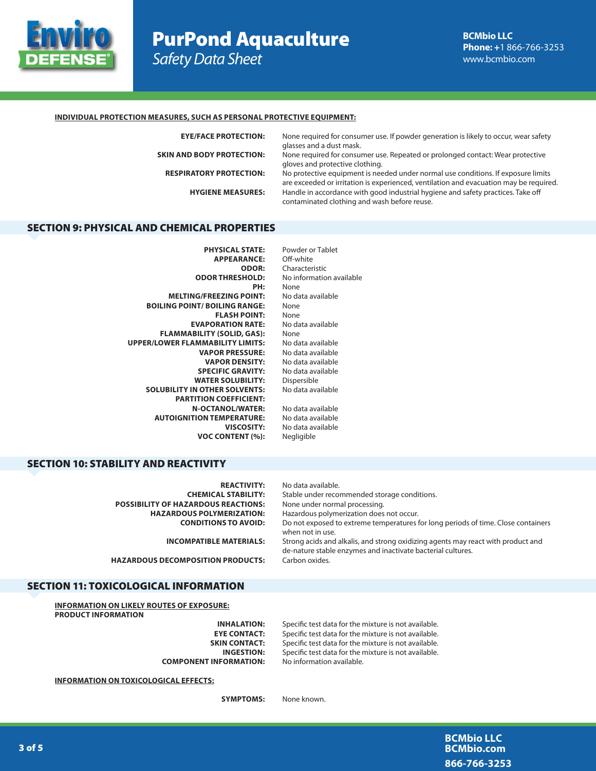**INDIVIDUAL PROTECTION MEASURES, SUCH AS PERSONAL PROTECTIVE EQUIPMENT:**

| | |
|---|---|
| **EYE/FACE PROTECTION:** | None required for consumer use. If powder generation is likely to occur, wear safety glasses and a dust mask. |
| **SKIN AND BODY PROTECTION:** | None required for consumer use. Repeated or prolonged contact: Wear protective gloves and protective clothing. |
| **RESPIRATORY PROTECTION:** | No protective equipment is needed under normal use conditions. If exposure limits are exceeded or irritation is experienced, ventilation and evacuation may be required. |
| **HYGIENE MEASURES:** | Handle in accordance with good industrial hygiene and safety practices. Take off contaminated clothing and wash before reuse. |

## SECTION 9: PHYSICAL AND CHEMICAL PROPERTIES

| | |
|---|---|
| **PHYSICAL STATE:** | Powder or Tablet |
| **APPEARANCE:** | Off-white |
| **ODOR:** | Characteristic |
| **ODOR THRESHOLD:** | No information available |
| **PH:** | None |
| **MELTING/FREEZING POINT:** | No data available |
| **BOILING POINT/ BOILING RANGE:** | None |
| **FLASH POINT:** | None |
| **EVAPORATION RATE:** | No data available |
| **FLAMMABILITY (SOLID, GAS):** | None |
| **UPPER/LOWER FLAMMABILITY LIMITS:** | No data available |
| **VAPOR PRESSURE:** | No data available |
| **VAPOR DENSITY:** | No data available |
| **SPECIFIC GRAVITY:** | No data available |
| **WATER SOLUBILITY:** | Dispersible |
| **SOLUBILITY IN OTHER SOLVENTS:** | No data available |
| **PARTITION COEFFICIENT:** | |
| **N-OCTANOL/WATER:** | No data available |
| **AUTOIGNITION TEMPERATURE:** | No data available |
| **VISCOSITY:** | No data available |
| **VOC CONTENT (%):** | Negligible |

## SECTION 10: STABILITY AND REACTIVITY

| | |
|---|---|
| **REACTIVITY:** | No data available. |
| **CHEMICAL STABILITY:** | Stable under recommended storage conditions. |
| **POSSIBILITY OF HAZARDOUS REACTIONS:** | None under normal processing. |
| **HAZARDOUS POLYMERIZATION:** | Hazardous polymerization does not occur. |
| **CONDITIONS TO AVOID:** | Do not exposed to extreme temperatures for long periods of time. Close containers when not in use. |
| **INCOMPATIBLE MATERIALS:** | Strong acids and alkalis, and strong oxidizing agents may react with product and de-nature stable enzymes and inactivate bacterial cultures. |
| **HAZARDOUS DECOMPOSITION PRODUCTS:** | Carbon oxides. |

## SECTION 11: TOXICOLOGICAL INFORMATION

**INFORMATION ON LIKELY ROUTES OF EXPOSURE:**

**PRODUCT INFORMATION**

| | |
|---|---|
| **INHALATION:** | Specific test data for the mixture is not available. |
| **EYE CONTACT:** | Specific test data for the mixture is not available. |
| **SKIN CONTACT:** | Specific test data for the mixture is not available. |
| **INGESTION:** | Specific test data for the mixture is not available. |
| **COMPONENT INFORMATION:** | No information available. |

**INFORMATION ON TOXICOLOGICAL EFFECTS:**

| | |
|---|---|
| **SYMPTOMS:** | None known. |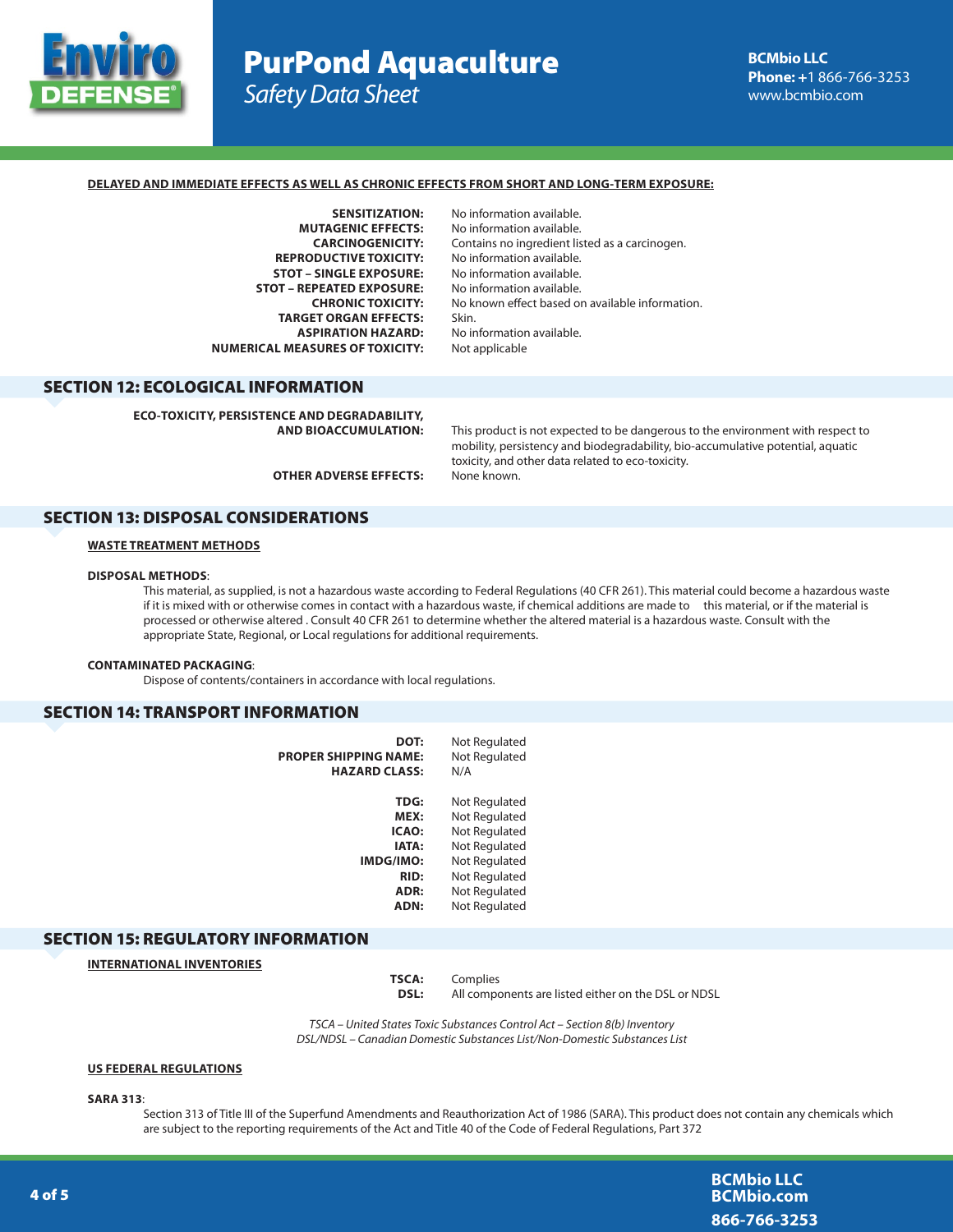**DELAYED AND IMMEDIATE EFFECTS AS WELL AS CHRONIC EFFECTS FROM SHORT AND LONG-TERM EXPOSURE:**

| | |
|---|---|
| **SENSITIZATION:** | No information available. |
| **MUTAGENIC EFFECTS:** | No information available. |
| **CARCINOGENICITY:** | Contains no ingredient listed as a carcinogen. |
| **REPRODUCTIVE TOXICITY:** | No information available. |
| **STOT – SINGLE EXPOSURE:** | No information available. |
| **STOT – REPEATED EXPOSURE:** | No information available. |
| **CHRONIC TOXICITY:** | No known effect based on available information. |
| **TARGET ORGAN EFFECTS:** | Skin. |
| **ASPIRATION HAZARD:** | No information available. |
| **NUMERICAL MEASURES OF TOXICITY:** | Not applicable |

## SECTION 12: ECOLOGICAL INFORMATION

| | |
|---|---|
| **ECO-TOXICITY, PERSISTENCE AND DEGRADABILITY, AND BIOACCUMULATION:** | This product is not expected to be dangerous to the environment with respect to mobility, persistency and biodegradability, bio-accumulative potential, aquatic toxicity, and other data related to eco-toxicity. |
| **OTHER ADVERSE EFFECTS:** | None known. |

## SECTION 13: DISPOSAL CONSIDERATIONS

**WASTE TREATMENT METHODS**

**DISPOSAL METHODS**:

This material, as supplied, is not a hazardous waste according to Federal Regulations (40 CFR 261). This material could become a hazardous waste if it is mixed with or otherwise comes in contact with a hazardous waste, if chemical additions are made to this material, or if the material is processed or otherwise altered . Consult 40 CFR 261 to determine whether the altered material is a hazardous waste. Consult with the appropriate State, Regional, or Local regulations for additional requirements.

**CONTAMINATED PACKAGING**:

Dispose of contents/containers in accordance with local regulations.

## SECTION 14: TRANSPORT INFORMATION

| | |
|---|---|
| **DOT:** | Not Regulated |
| **PROPER SHIPPING NAME:** | Not Regulated |
| **HAZARD CLASS:** | N/A |
| **TDG:** | Not Regulated |
| **MEX:** | Not Regulated |
| **ICAO:** | Not Regulated |
| **IATA:** | Not Regulated |
| **IMDG/IMO:** | Not Regulated |
| **RID:** | Not Regulated |
| **ADR:** | Not Regulated |
| **ADN:** | Not Regulated |

## SECTION 15: REGULATORY INFORMATION

**INTERNATIONAL INVENTORIES**

| | |
|---|---|
| **TSCA:** | Complies |
| **DSL:** | All components are listed either on the DSL or NDSL |

*TSCA – United States Toxic Substances Control Act – Section 8(b) Inventory*
*DSL/NDSL – Canadian Domestic Substances List/Non-Domestic Substances List*

**US FEDERAL REGULATIONS**

**SARA 313**:

Section 313 of Title III of the Superfund Amendments and Reauthorization Act of 1986 (SARA). This product does not contain any chemicals which are subject to the reporting requirements of the Act and Title 40 of the Code of Federal Regulations, Part 372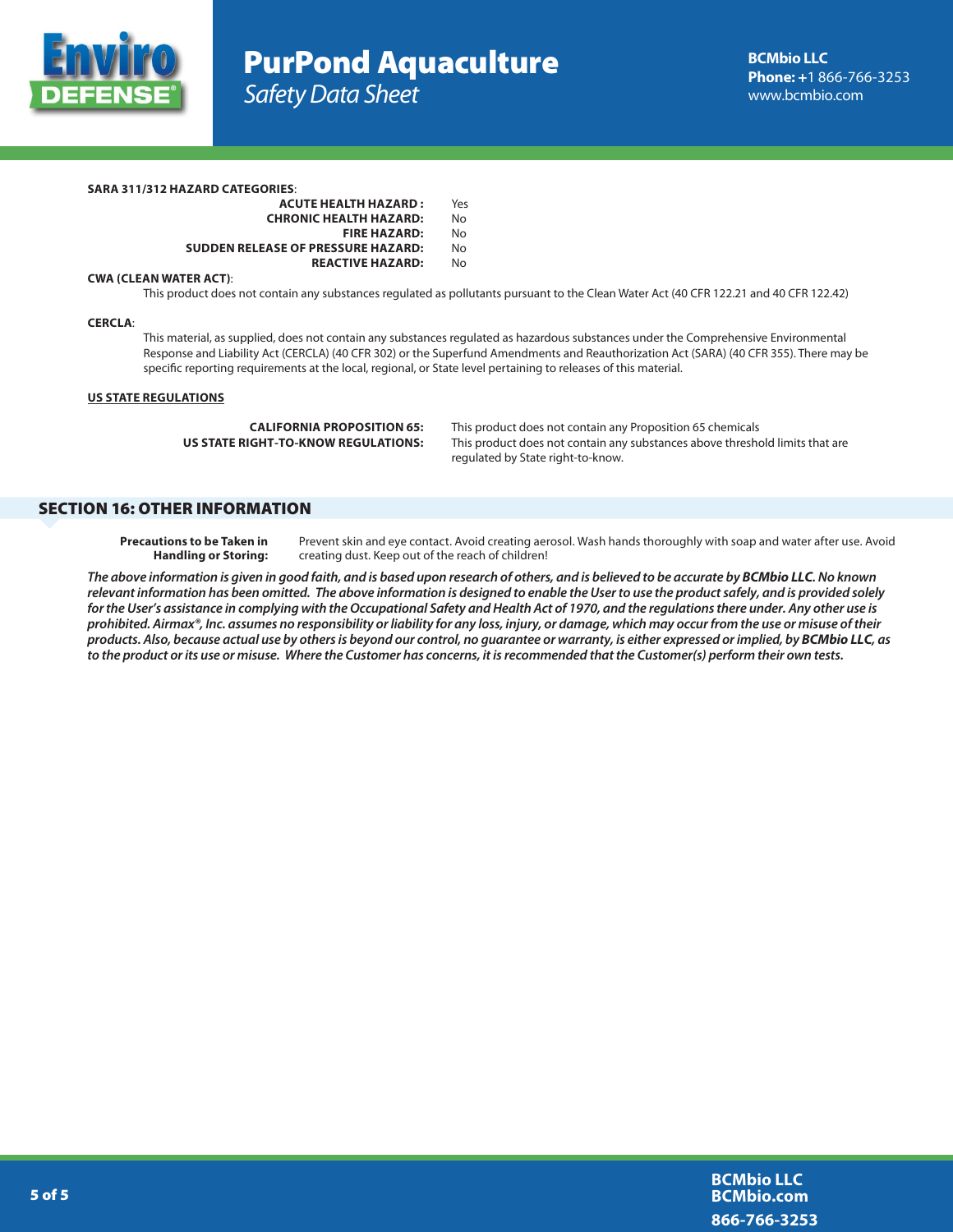**SARA 311/312 HAZARD CATEGORIES**:

| | |
|---|---|
| **ACUTE HEALTH HAZARD :** | Yes |
| **CHRONIC HEALTH HAZARD:** | No |
| **FIRE HAZARD:** | No |
| **SUDDEN RELEASE OF PRESSURE HAZARD:** | No |
| **REACTIVE HAZARD:** | No |

**CWA (CLEAN WATER ACT)**:

This product does not contain any substances regulated as pollutants pursuant to the Clean Water Act (40 CFR 122.21 and 40 CFR 122.42)

**CERCLA**:

This material, as supplied, does not contain any substances regulated as hazardous substances under the Comprehensive Environmental Response and Liability Act (CERCLA) (40 CFR 302) or the Superfund Amendments and Reauthorization Act (SARA) (40 CFR 355). There may be specific reporting requirements at the local, regional, or State level pertaining to releases of this material.

**US STATE REGULATIONS**

| | |
|---|---|
| **CALIFORNIA PROPOSITION 65:** | This product does not contain any Proposition 65 chemicals |
| **US STATE RIGHT-TO-KNOW REGULATIONS:** | This product does not contain any substances above threshold limits that are regulated by State right-to-know. |

## SECTION 16: OTHER INFORMATION

| | |
|---|---|
| **Precautions to be Taken in Handling or Storing:** | Prevent skin and eye contact. Avoid creating aerosol. Wash hands thoroughly with soap and water after use. Avoid creating dust. Keep out of the reach of children! |

*The above information is given in good faith, and is based upon research of others, and is believed to be accurate by **BCMbio LLC**. No known relevant information has been omitted. The above information is designed to enable the User to use the product safely, and is provided solely for the User's assistance in complying with the Occupational Safety and Health Act of 1970, and the regulations there under. Any other use is prohibited. Airmax®, Inc. assumes no responsibility or liability for any loss, injury, or damage, which may occur from the use or misuse of their products. Also, because actual use by others is beyond our control, no guarantee or warranty, is either expressed or implied, by **BCMbio LLC**, as to the product or its use or misuse. Where the Customer has concerns, it is recommended that the Customer(s) perform their own tests.*